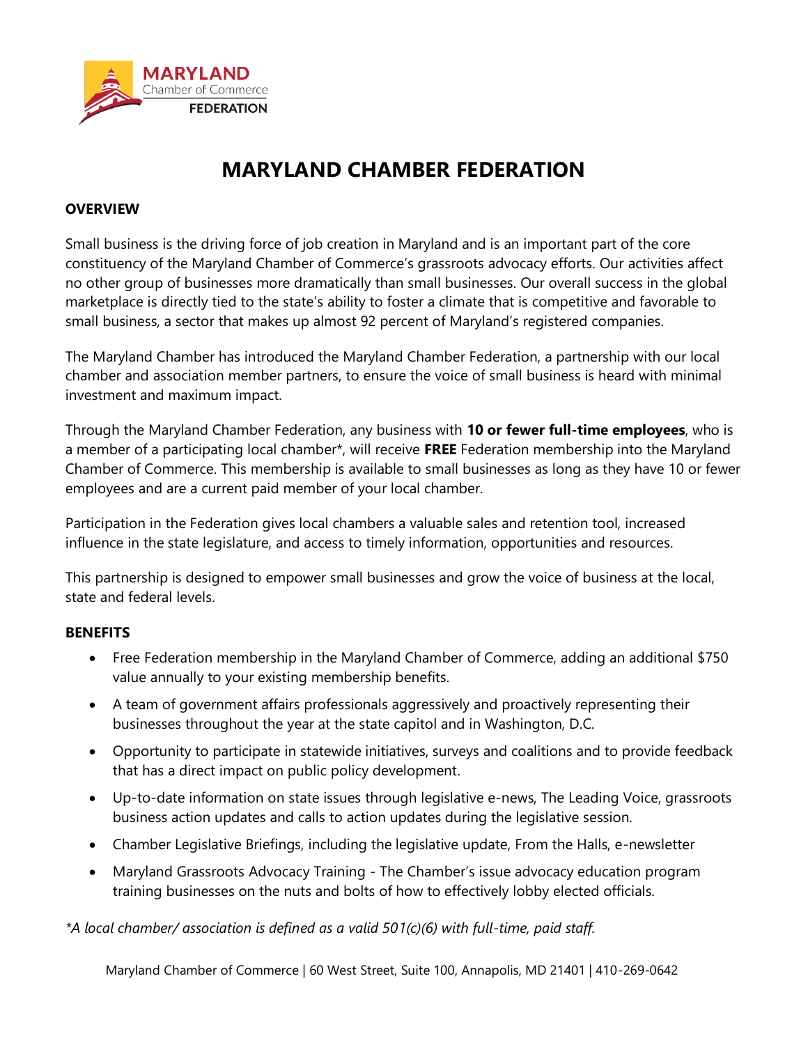MARYLAND
Chamber of Commerce
FEDERATION

# MARYLAND CHAMBER FEDERATION

## OVERVIEW

Small business is the driving force of job creation in Maryland and is an important part of the core constituency of the Maryland Chamber of Commerce's grassroots advocacy efforts. Our activities affect no other group of businesses more dramatically than small businesses. Our overall success in the global marketplace is directly tied to the state's ability to foster a climate that is competitive and favorable to small business, a sector that makes up almost 92 percent of Maryland's registered companies.

The Maryland Chamber has introduced the Maryland Chamber Federation, a partnership with our local chamber and association member partners, to ensure the voice of small business is heard with minimal investment and maximum impact.

Through the Maryland Chamber Federation, any business with **10 or fewer full-time employees**, who is a member of a participating local chamber*, will receive **FREE** Federation membership into the Maryland Chamber of Commerce. This membership is available to small businesses as long as they have 10 or fewer employees and are a current paid member of your local chamber.

Participation in the Federation gives local chambers a valuable sales and retention tool, increased influence in the state legislature, and access to timely information, opportunities and resources.

This partnership is designed to empower small businesses and grow the voice of business at the local, state and federal levels.

## BENEFITS

- Free Federation membership in the Maryland Chamber of Commerce, adding an additional $750 value annually to your existing membership benefits.
- A team of government affairs professionals aggressively and proactively representing their businesses throughout the year at the state capitol and in Washington, D.C.
- Opportunity to participate in statewide initiatives, surveys and coalitions and to provide feedback that has a direct impact on public policy development.
- Up-to-date information on state issues through legislative e-news, The Leading Voice, grassroots business action updates and calls to action updates during the legislative session.
- Chamber Legislative Briefings, including the legislative update, From the Halls, e-newsletter
- Maryland Grassroots Advocacy Training - The Chamber's issue advocacy education program training businesses on the nuts and bolts of how to effectively lobby elected officials.

*\*A local chamber/ association is defined as a valid 501(c)(6) with full-time, paid staff.*

Maryland Chamber of Commerce | 60 West Street, Suite 100, Annapolis, MD 21401 | 410-269-0642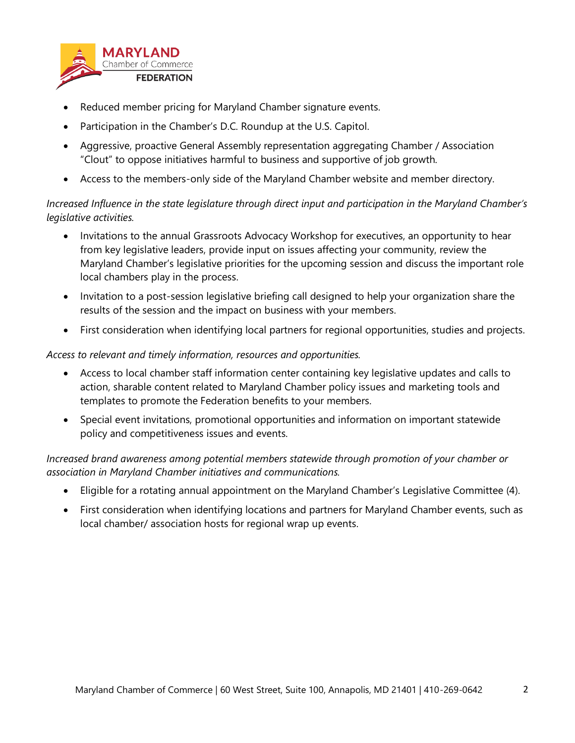- Reduced member pricing for Maryland Chamber signature events.
- Participation in the Chamber's D.C. Roundup at the U.S. Capitol.
- Aggressive, proactive General Assembly representation aggregating Chamber / Association "Clout" to oppose initiatives harmful to business and supportive of job growth.
- Access to the members-only side of the Maryland Chamber website and member directory.

*Increased Influence in the state legislature through direct input and participation in the Maryland Chamber's legislative activities.*

- Invitations to the annual Grassroots Advocacy Workshop for executives, an opportunity to hear from key legislative leaders, provide input on issues affecting your community, review the Maryland Chamber's legislative priorities for the upcoming session and discuss the important role local chambers play in the process.
- Invitation to a post-session legislative briefing call designed to help your organization share the results of the session and the impact on business with your members.
- First consideration when identifying local partners for regional opportunities, studies and projects.

*Access to relevant and timely information, resources and opportunities.*

- Access to local chamber staff information center containing key legislative updates and calls to action, sharable content related to Maryland Chamber policy issues and marketing tools and templates to promote the Federation benefits to your members.
- Special event invitations, promotional opportunities and information on important statewide policy and competitiveness issues and events.

*Increased brand awareness among potential members statewide through promotion of your chamber or association in Maryland Chamber initiatives and communications.*

- Eligible for a rotating annual appointment on the Maryland Chamber's Legislative Committee (4).
- First consideration when identifying locations and partners for Maryland Chamber events, such as local chamber/ association hosts for regional wrap up events.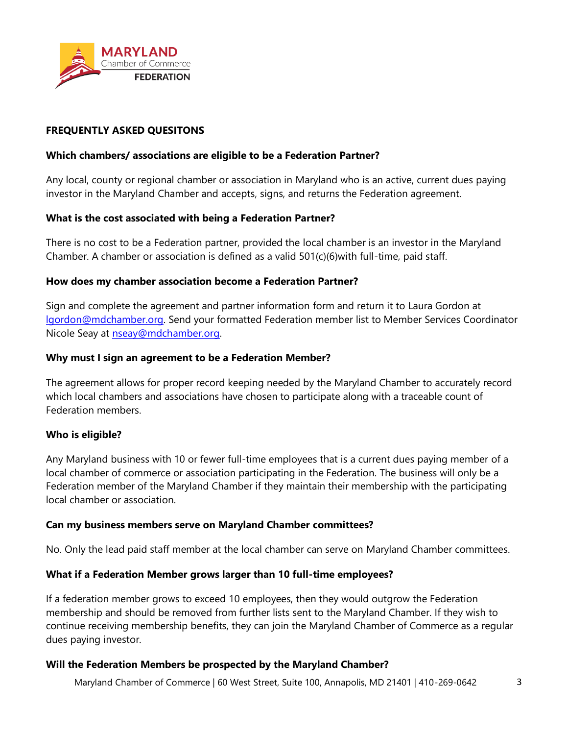**FREQUENTLY ASKED QUESITONS**

**Which chambers/ associations are eligible to be a Federation Partner?**

Any local, county or regional chamber or association in Maryland who is an active, current dues paying investor in the Maryland Chamber and accepts, signs, and returns the Federation agreement.

**What is the cost associated with being a Federation Partner?**

There is no cost to be a Federation partner, provided the local chamber is an investor in the Maryland Chamber. A chamber or association is defined as a valid 501(c)(6)with full-time, paid staff.

**How does my chamber association become a Federation Partner?**

Sign and complete the agreement and partner information form and return it to Laura Gordon at lgordon@mdchamber.org. Send your formatted Federation member list to Member Services Coordinator Nicole Seay at nseay@mdchamber.org.

**Why must I sign an agreement to be a Federation Member?**

The agreement allows for proper record keeping needed by the Maryland Chamber to accurately record which local chambers and associations have chosen to participate along with a traceable count of Federation members.

**Who is eligible?**

Any Maryland business with 10 or fewer full-time employees that is a current dues paying member of a local chamber of commerce or association participating in the Federation. The business will only be a Federation member of the Maryland Chamber if they maintain their membership with the participating local chamber or association.

**Can my business members serve on Maryland Chamber committees?**

No. Only the lead paid staff member at the local chamber can serve on Maryland Chamber committees.

**What if a Federation Member grows larger than 10 full-time employees?**

If a federation member grows to exceed 10 employees, then they would outgrow the Federation membership and should be removed from further lists sent to the Maryland Chamber. If they wish to continue receiving membership benefits, they can join the Maryland Chamber of Commerce as a regular dues paying investor.

**Will the Federation Members be prospected by the Maryland Chamber?**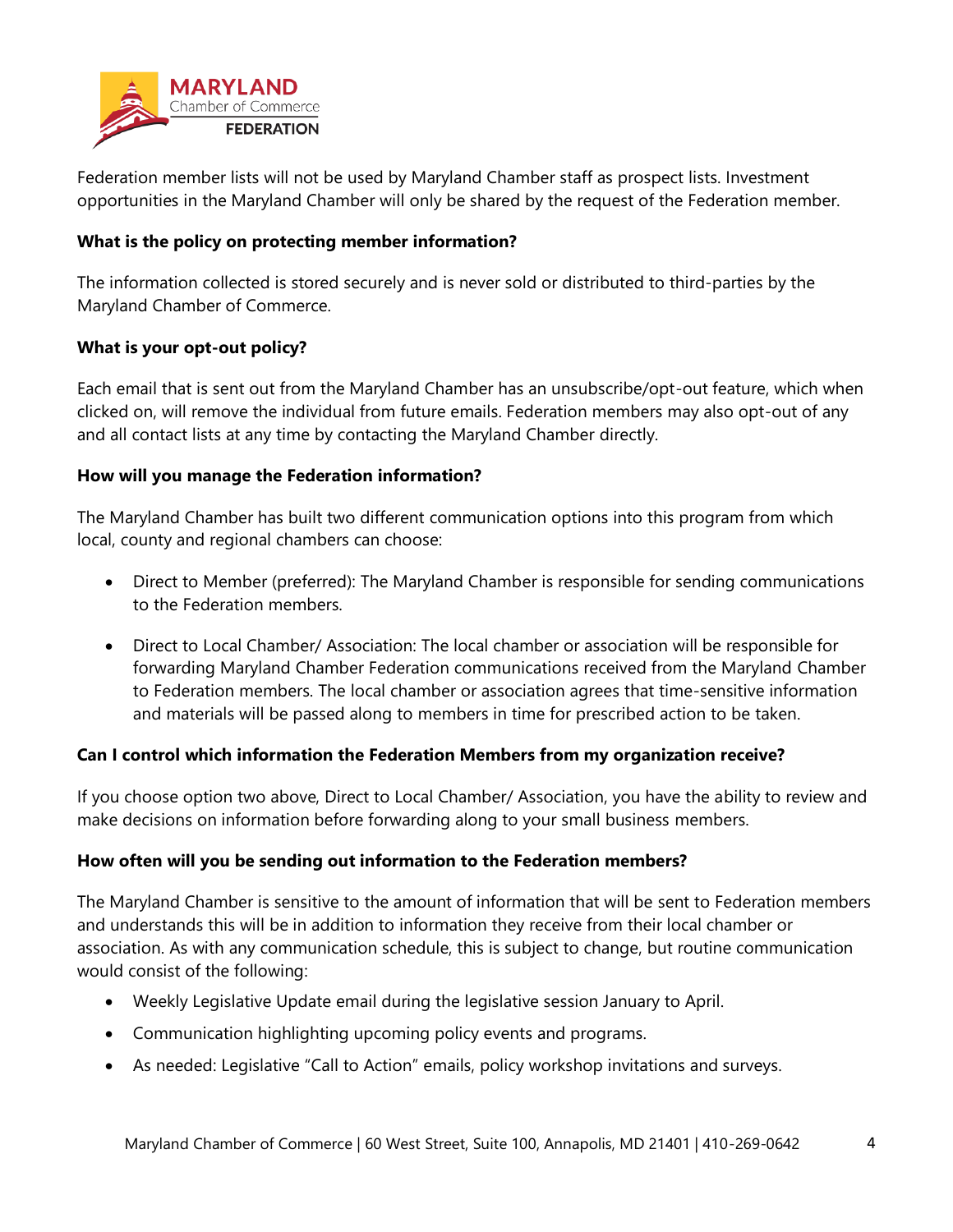Federation member lists will not be used by Maryland Chamber staff as prospect lists. Investment opportunities in the Maryland Chamber will only be shared by the request of the Federation member.

**What is the policy on protecting member information?**

The information collected is stored securely and is never sold or distributed to third-parties by the Maryland Chamber of Commerce.

**What is your opt-out policy?**

Each email that is sent out from the Maryland Chamber has an unsubscribe/opt-out feature, which when clicked on, will remove the individual from future emails. Federation members may also opt-out of any and all contact lists at any time by contacting the Maryland Chamber directly.

**How will you manage the Federation information?**

The Maryland Chamber has built two different communication options into this program from which local, county and regional chambers can choose:

- Direct to Member (preferred): The Maryland Chamber is responsible for sending communications to the Federation members.
- Direct to Local Chamber/ Association: The local chamber or association will be responsible for forwarding Maryland Chamber Federation communications received from the Maryland Chamber to Federation members. The local chamber or association agrees that time-sensitive information and materials will be passed along to members in time for prescribed action to be taken.

**Can I control which information the Federation Members from my organization receive?**

If you choose option two above, Direct to Local Chamber/ Association, you have the ability to review and make decisions on information before forwarding along to your small business members.

**How often will you be sending out information to the Federation members?**

The Maryland Chamber is sensitive to the amount of information that will be sent to Federation members and understands this will be in addition to information they receive from their local chamber or association. As with any communication schedule, this is subject to change, but routine communication would consist of the following:

- Weekly Legislative Update email during the legislative session January to April.
- Communication highlighting upcoming policy events and programs.
- As needed: Legislative "Call to Action" emails, policy workshop invitations and surveys.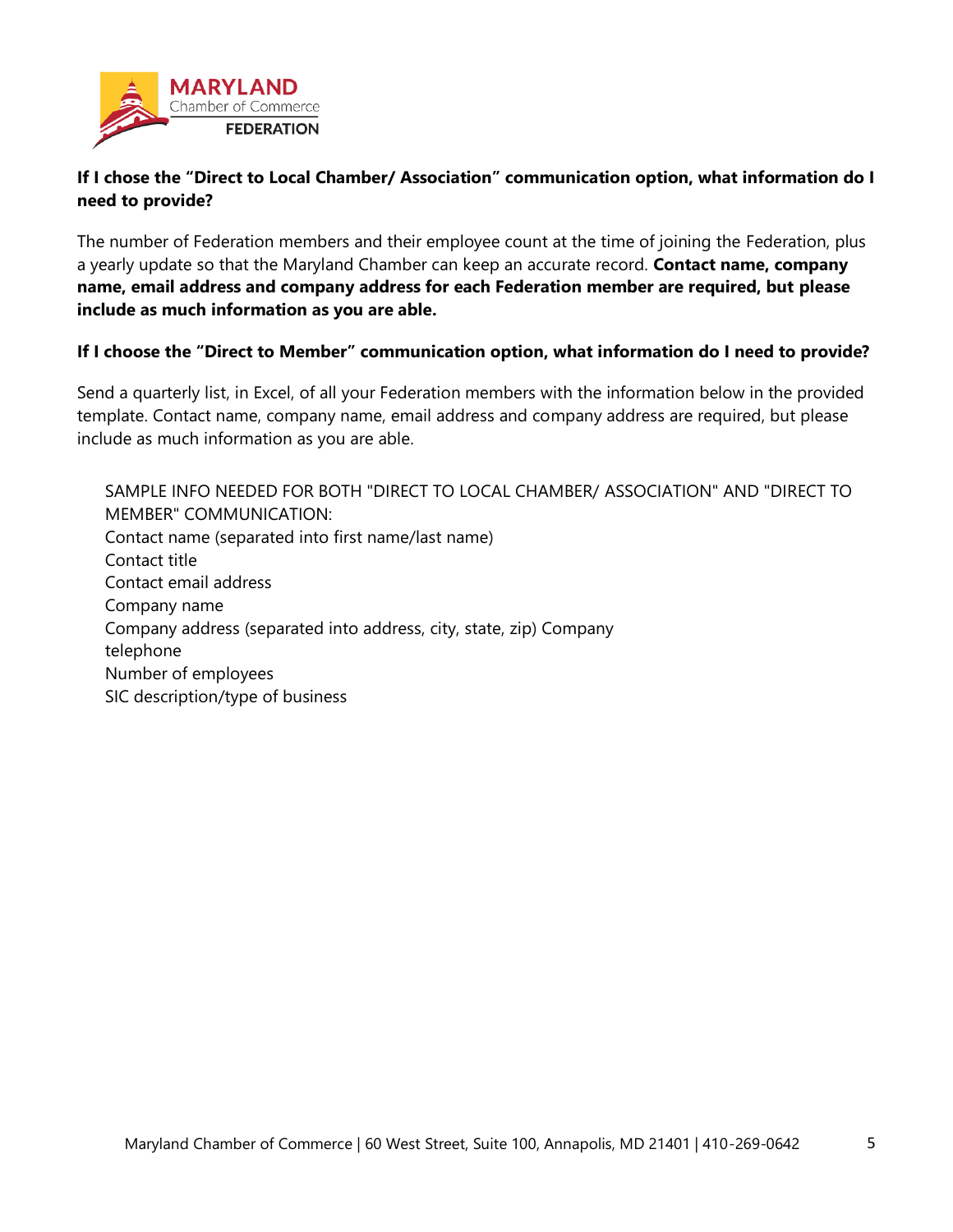**If I chose the "Direct to Local Chamber/ Association" communication option, what information do I need to provide?**

The number of Federation members and their employee count at the time of joining the Federation, plus a yearly update so that the Maryland Chamber can keep an accurate record. **Contact name, company name, email address and company address for each Federation member are required, but please include as much information as you are able.**

**If I choose the "Direct to Member" communication option, what information do I need to provide?**

Send a quarterly list, in Excel, of all your Federation members with the information below in the provided template. Contact name, company name, email address and company address are required, but please include as much information as you are able.

SAMPLE INFO NEEDED FOR BOTH "DIRECT TO LOCAL CHAMBER/ ASSOCIATION" AND "DIRECT TO MEMBER" COMMUNICATION:
Contact name (separated into first name/last name)
Contact title
Contact email address
Company name
Company address (separated into address, city, state, zip) Company telephone
Number of employees
SIC description/type of business